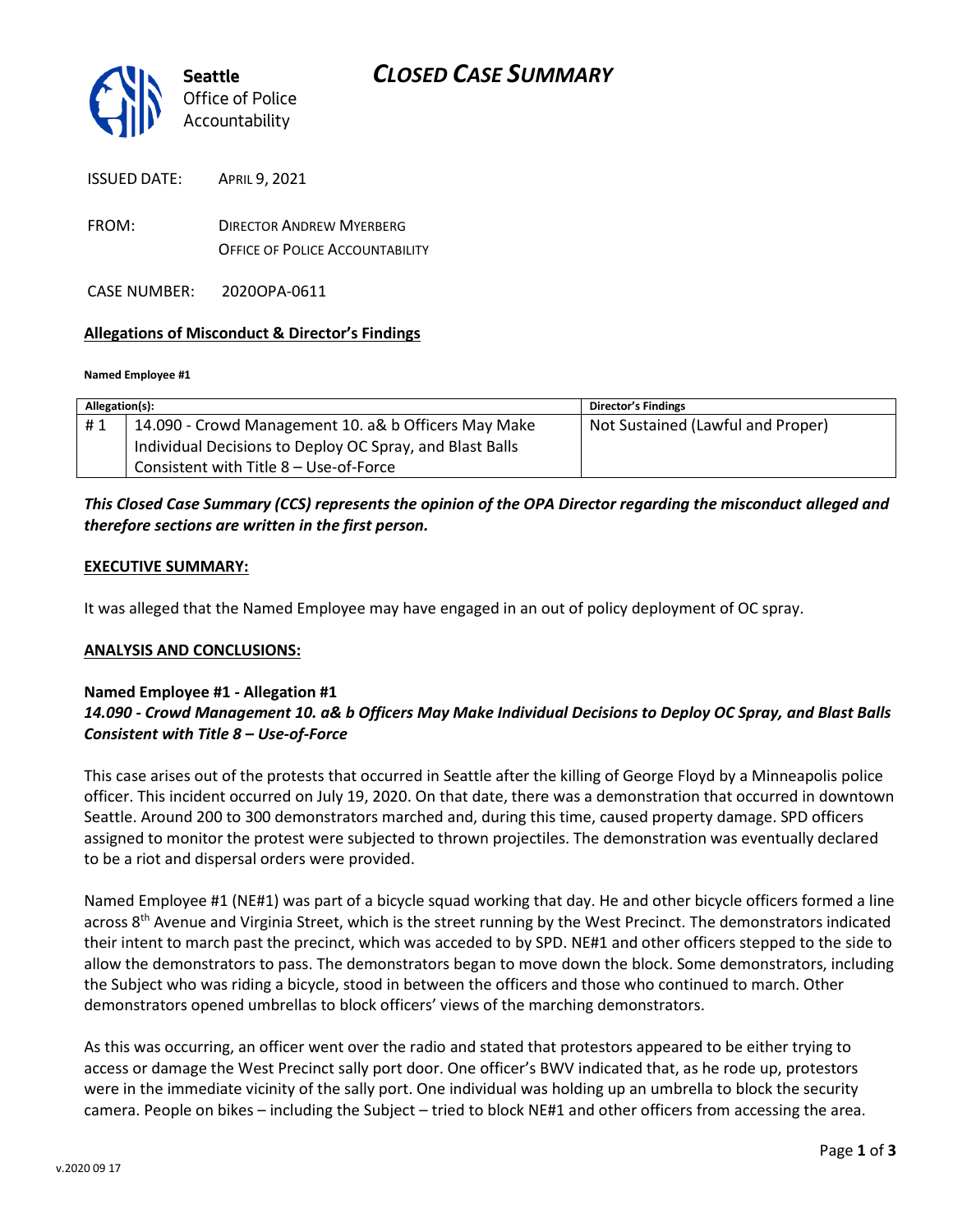Seattle Office of Police Accountability

# *CLOSED CASE SUMMARY*

ISSUED DATE: APRIL 9, 2021

FROM: DIRECTOR ANDREW MYERBERG
OFFICE OF POLICE ACCOUNTABILITY

CASE NUMBER: 2020OPA-0611

**Allegations of Misconduct & Director's Findings**

**Named Employee #1**

| Allegation(s): | | Director's Findings |
|---|---|---|
| # 1 | 14.090 - Crowd Management 10. a& b Officers May Make Individual Decisions to Deploy OC Spray, and Blast Balls Consistent with Title 8 – Use-of-Force | Not Sustained (Lawful and Proper) |

***This Closed Case Summary (CCS) represents the opinion of the OPA Director regarding the misconduct alleged and therefore sections are written in the first person.***

**EXECUTIVE SUMMARY:**

It was alleged that the Named Employee may have engaged in an out of policy deployment of OC spray.

**ANALYSIS AND CONCLUSIONS:**

**Named Employee #1 - Allegation #1**
***14.090 - Crowd Management 10. a& b Officers May Make Individual Decisions to Deploy OC Spray, and Blast Balls Consistent with Title 8 – Use-of-Force***

This case arises out of the protests that occurred in Seattle after the killing of George Floyd by a Minneapolis police officer. This incident occurred on July 19, 2020. On that date, there was a demonstration that occurred in downtown Seattle. Around 200 to 300 demonstrators marched and, during this time, caused property damage. SPD officers assigned to monitor the protest were subjected to thrown projectiles. The demonstration was eventually declared to be a riot and dispersal orders were provided.

Named Employee #1 (NE#1) was part of a bicycle squad working that day. He and other bicycle officers formed a line across 8th Avenue and Virginia Street, which is the street running by the West Precinct. The demonstrators indicated their intent to march past the precinct, which was acceded to by SPD. NE#1 and other officers stepped to the side to allow the demonstrators to pass. The demonstrators began to move down the block. Some demonstrators, including the Subject who was riding a bicycle, stood in between the officers and those who continued to march. Other demonstrators opened umbrellas to block officers' views of the marching demonstrators.

As this was occurring, an officer went over the radio and stated that protestors appeared to be either trying to access or damage the West Precinct sally port door. One officer's BWV indicated that, as he rode up, protestors were in the immediate vicinity of the sally port. One individual was holding up an umbrella to block the security camera. People on bikes – including the Subject – tried to block NE#1 and other officers from accessing the area.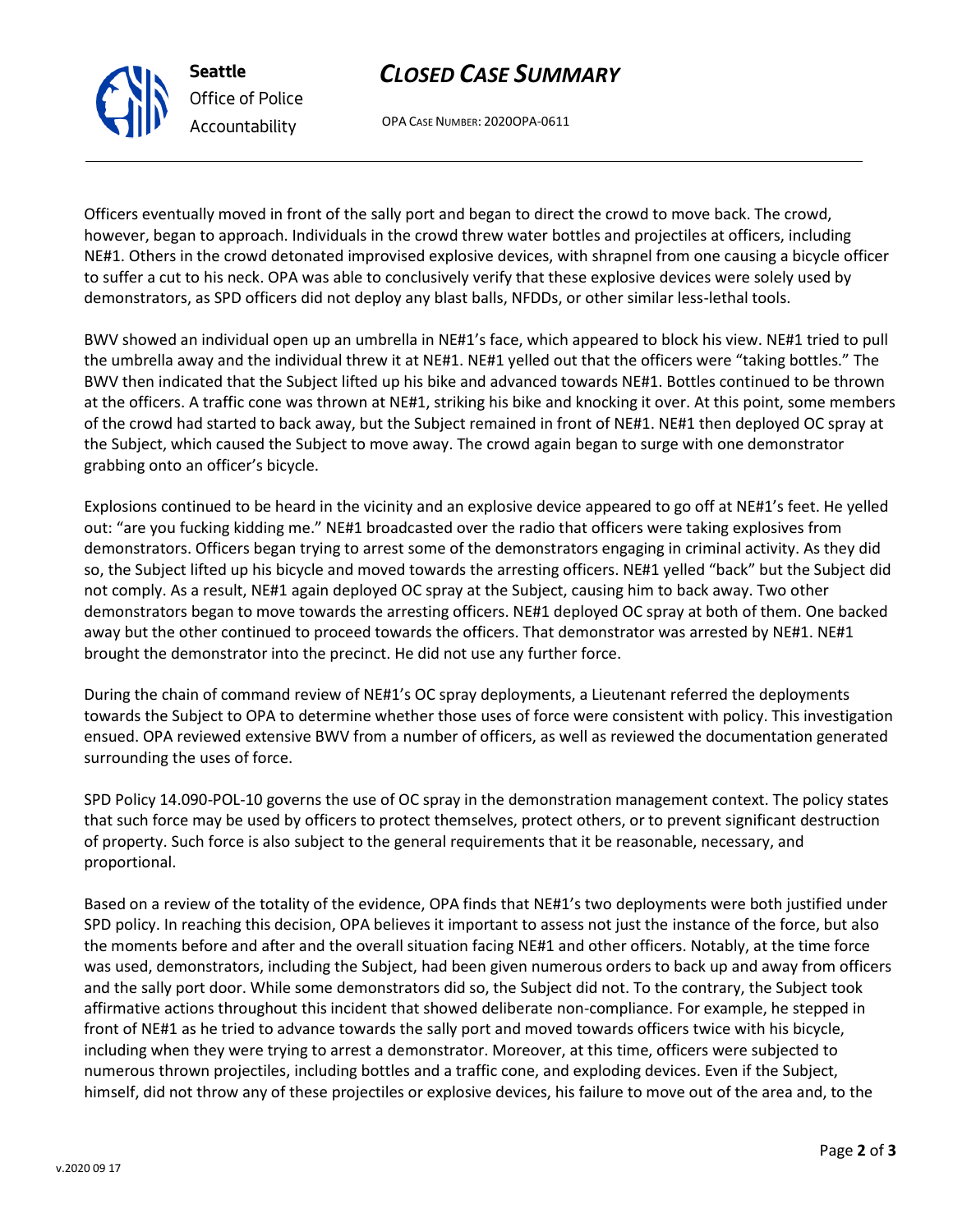Officers eventually moved in front of the sally port and began to direct the crowd to move back. The crowd, however, began to approach. Individuals in the crowd threw water bottles and projectiles at officers, including NE#1. Others in the crowd detonated improvised explosive devices, with shrapnel from one causing a bicycle officer to suffer a cut to his neck. OPA was able to conclusively verify that these explosive devices were solely used by demonstrators, as SPD officers did not deploy any blast balls, NFDDs, or other similar less-lethal tools.

BWV showed an individual open up an umbrella in NE#1's face, which appeared to block his view. NE#1 tried to pull the umbrella away and the individual threw it at NE#1. NE#1 yelled out that the officers were "taking bottles." The BWV then indicated that the Subject lifted up his bike and advanced towards NE#1. Bottles continued to be thrown at the officers. A traffic cone was thrown at NE#1, striking his bike and knocking it over. At this point, some members of the crowd had started to back away, but the Subject remained in front of NE#1. NE#1 then deployed OC spray at the Subject, which caused the Subject to move away. The crowd again began to surge with one demonstrator grabbing onto an officer's bicycle.

Explosions continued to be heard in the vicinity and an explosive device appeared to go off at NE#1's feet. He yelled out: "are you fucking kidding me." NE#1 broadcasted over the radio that officers were taking explosives from demonstrators. Officers began trying to arrest some of the demonstrators engaging in criminal activity. As they did so, the Subject lifted up his bicycle and moved towards the arresting officers. NE#1 yelled "back" but the Subject did not comply. As a result, NE#1 again deployed OC spray at the Subject, causing him to back away. Two other demonstrators began to move towards the arresting officers. NE#1 deployed OC spray at both of them. One backed away but the other continued to proceed towards the officers. That demonstrator was arrested by NE#1. NE#1 brought the demonstrator into the precinct. He did not use any further force.

During the chain of command review of NE#1's OC spray deployments, a Lieutenant referred the deployments towards the Subject to OPA to determine whether those uses of force were consistent with policy. This investigation ensued. OPA reviewed extensive BWV from a number of officers, as well as reviewed the documentation generated surrounding the uses of force.

SPD Policy 14.090-POL-10 governs the use of OC spray in the demonstration management context. The policy states that such force may be used by officers to protect themselves, protect others, or to prevent significant destruction of property. Such force is also subject to the general requirements that it be reasonable, necessary, and proportional.

Based on a review of the totality of the evidence, OPA finds that NE#1's two deployments were both justified under SPD policy. In reaching this decision, OPA believes it important to assess not just the instance of the force, but also the moments before and after and the overall situation facing NE#1 and other officers. Notably, at the time force was used, demonstrators, including the Subject, had been given numerous orders to back up and away from officers and the sally port door. While some demonstrators did so, the Subject did not. To the contrary, the Subject took affirmative actions throughout this incident that showed deliberate non-compliance. For example, he stepped in front of NE#1 as he tried to advance towards the sally port and moved towards officers twice with his bicycle, including when they were trying to arrest a demonstrator. Moreover, at this time, officers were subjected to numerous thrown projectiles, including bottles and a traffic cone, and exploding devices. Even if the Subject, himself, did not throw any of these projectiles or explosive devices, his failure to move out of the area and, to the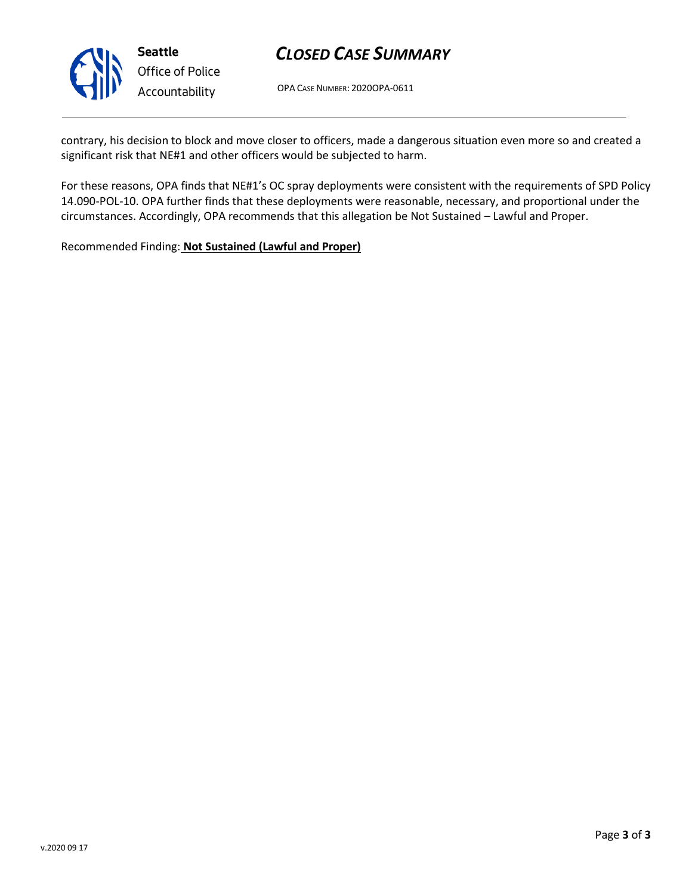contrary, his decision to block and move closer to officers, made a dangerous situation even more so and created a significant risk that NE#1 and other officers would be subjected to harm.

For these reasons, OPA finds that NE#1's OC spray deployments were consistent with the requirements of SPD Policy 14.090-POL-10. OPA further finds that these deployments were reasonable, necessary, and proportional under the circumstances. Accordingly, OPA recommends that this allegation be Not Sustained – Lawful and Proper.

Recommended Finding: **Not Sustained (Lawful and Proper)**